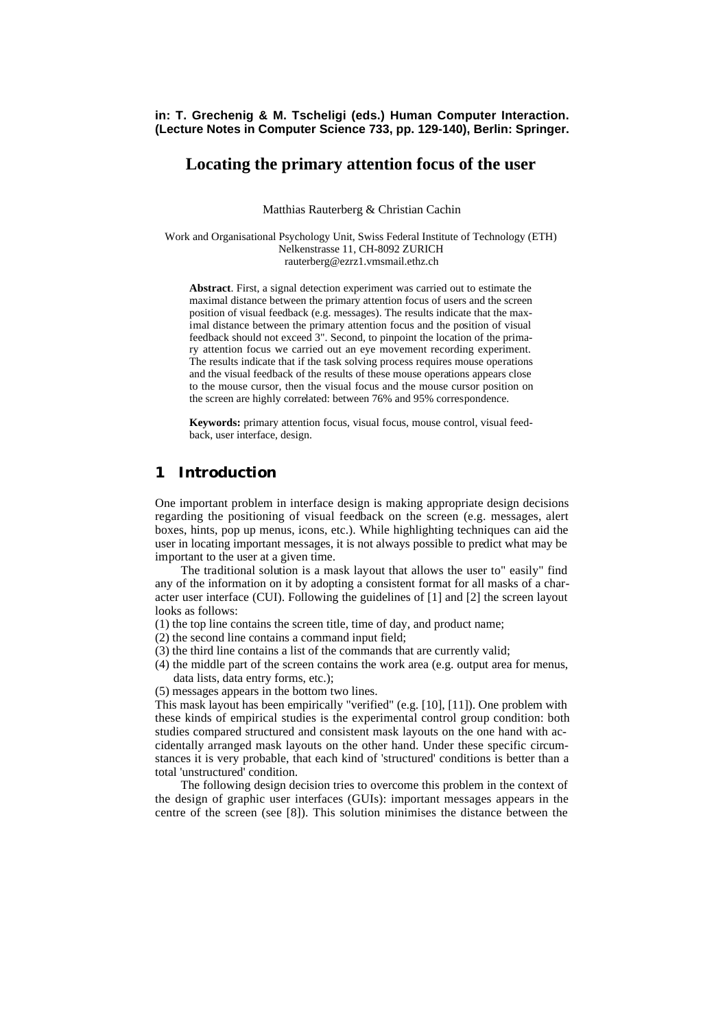**in: T. Grechenig & M. Tscheligi (eds.) Human Computer Interaction. (Lecture Notes in Computer Science 733, pp. 129-140), Berlin: Springer.**

# Locating the primary attention focus of the user

Matthias Rauterberg & Christian Cachin

Work and Organisational Psychology Unit, Swiss Federal Institute of Technology (ETH)
Nelkenstrasse 11, CH-8092 ZURICH
rauterberg@ezrz1.vmsmail.ethz.ch

**Abstract**. First, a signal detection experiment was carried out to estimate the maximal distance between the primary attention focus of users and the screen position of visual feedback (e.g. messages). The results indicate that the maximal distance between the primary attention focus and the position of visual feedback should not exceed 3". Second, to pinpoint the location of the primary attention focus we carried out an eye movement recording experiment. The results indicate that if the task solving process requires mouse operations and the visual feedback of the results of these mouse operations appears close to the mouse cursor, then the visual focus and the mouse cursor position on the screen are highly correlated: between 76% and 95% correspondence.

**Keywords:** primary attention focus, visual focus, mouse control, visual feedback, user interface, design.

## 1 Introduction

One important problem in interface design is making appropriate design decisions regarding the positioning of visual feedback on the screen (e.g. messages, alert boxes, hints, pop up menus, icons, etc.). While highlighting techniques can aid the user in locating important messages, it is not always possible to predict what may be important to the user at a given time.

The traditional solution is a mask layout that allows the user to" easily" find any of the information on it by adopting a consistent format for all masks of a character user interface (CUI). Following the guidelines of [1] and [2] the screen layout looks as follows:

(1) the top line contains the screen title, time of day, and product name;
(2) the second line contains a command input field;
(3) the third line contains a list of the commands that are currently valid;
(4) the middle part of the screen contains the work area (e.g. output area for menus, data lists, data entry forms, etc.);
(5) messages appears in the bottom two lines.

This mask layout has been empirically "verified" (e.g. [10], [11]). One problem with these kinds of empirical studies is the experimental control group condition: both studies compared structured and consistent mask layouts on the one hand with accidentally arranged mask layouts on the other hand. Under these specific circumstances it is very probable, that each kind of 'structured' conditions is better than a total 'unstructured' condition.

The following design decision tries to overcome this problem in the context of the design of graphic user interfaces (GUIs): important messages appears in the centre of the screen (see [8]). This solution minimises the distance between the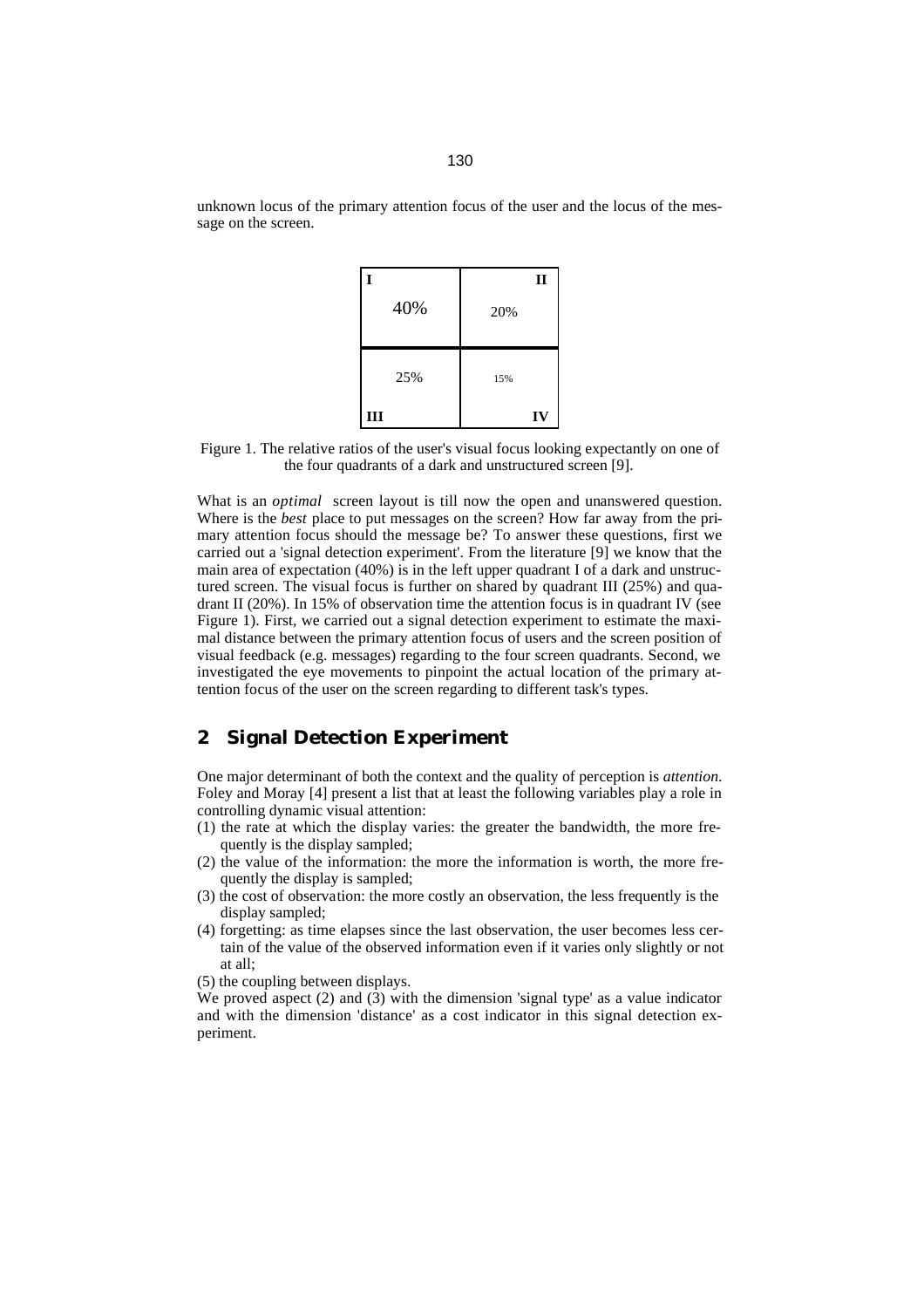unknown locus of the primary attention focus of the user and the locus of the message on the screen.

| I 40% | II 20% |
|---|---|
| 25% III | 15% IV |

Figure 1. The relative ratios of the user's visual focus looking expectantly on one of the four quadrants of a dark and unstructured screen [9].

What is an *optimal* screen layout is till now the open and unanswered question. Where is the *best* place to put messages on the screen? How far away from the primary attention focus should the message be? To answer these questions, first we carried out a 'signal detection experiment'. From the literature [9] we know that the main area of expectation (40%) is in the left upper quadrant I of a dark and unstructured screen. The visual focus is further on shared by quadrant III (25%) and quadrant II (20%). In 15% of observation time the attention focus is in quadrant IV (see Figure 1). First, we carried out a signal detection experiment to estimate the maximal distance between the primary attention focus of users and the screen position of visual feedback (e.g. messages) regarding to the four screen quadrants. Second, we investigated the eye movements to pinpoint the actual location of the primary attention focus of the user on the screen regarding to different task's types.

## 2 Signal Detection Experiment

One major determinant of both the context and the quality of perception is *attention*. Foley and Moray [4] present a list that at least the following variables play a role in controlling dynamic visual attention:

(1) the rate at which the display varies: the greater the bandwidth, the more frequently is the display sampled;
(2) the value of the information: the more the information is worth, the more frequently the display is sampled;
(3) the cost of observation: the more costly an observation, the less frequently is the display sampled;
(4) forgetting: as time elapses since the last observation, the user becomes less certain of the value of the observed information even if it varies only slightly or not at all;
(5) the coupling between displays.

We proved aspect (2) and (3) with the dimension 'signal type' as a value indicator and with the dimension 'distance' as a cost indicator in this signal detection experiment.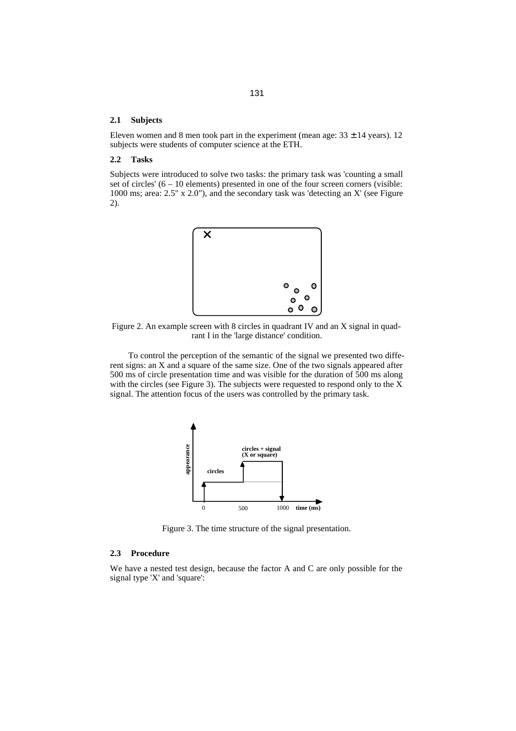### 2.1 Subjects

Eleven women and 8 men took part in the experiment (mean age: $33 \pm 14$ years). 12 subjects were students of computer science at the ETH.

### 2.2 Tasks

Subjects were introduced to solve two tasks: the primary task was 'counting a small set of circles' (6 – 10 elements) presented in one of the four screen corners (visible: 1000 ms; area: 2.5" x 2.0"), and the secondary task was 'detecting an X' (see Figure 2).

Figure 2. An example screen with 8 circles in quadrant IV and an X signal in quadrant I in the 'large distance' condition.

To control the perception of the semantic of the signal we presented two different signs: an X and a square of the same size. One of the two signals appeared after 500 ms of circle presentation time and was visible for the duration of 500 ms along with the circles (see Figure 3). The subjects were requested to respond only to the X signal. The attention focus of the users was controlled by the primary task.

Figure 3. The time structure of the signal presentation.

### 2.3 Procedure

We have a nested test design, because the factor A and C are only possible for the signal type 'X' and 'square':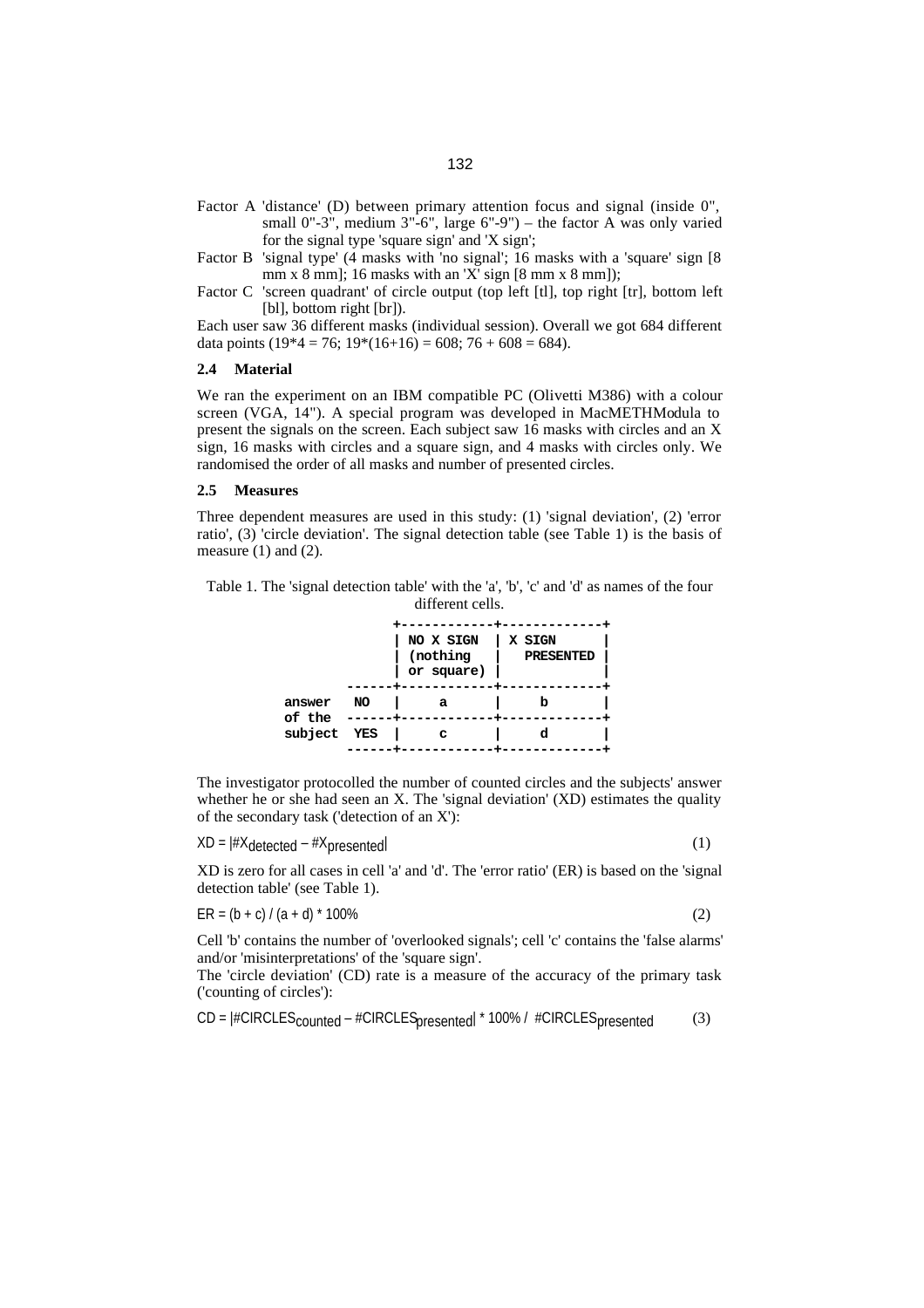Factor A 'distance' (D) between primary attention focus and signal (inside 0", small 0"-3", medium 3"-6", large 6"-9") – the factor A was only varied for the signal type 'square sign' and 'X sign';

Factor B 'signal type' (4 masks with 'no signal'; 16 masks with a 'square' sign [8 mm x 8 mm]; 16 masks with an 'X' sign [8 mm x 8 mm]);

Factor C 'screen quadrant' of circle output (top left [tl], top right [tr], bottom left [bl], bottom right [br]).

Each user saw 36 different masks (individual session). Overall we got 684 different data points (19*4 = 76; 19*(16+16) = 608; 76 + 608 = 684).

### 2.4 Material

We ran the experiment on an IBM compatible PC (Olivetti M386) with a colour screen (VGA, 14"). A special program was developed in MacMETHModula to present the signals on the screen. Each subject saw 16 masks with circles and an X sign, 16 masks with circles and a square sign, and 4 masks with circles only. We randomised the order of all masks and number of presented circles.

### 2.5 Measures

Three dependent measures are used in this study: (1) 'signal deviation', (2) 'error ratio', (3) 'circle deviation'. The signal detection table (see Table 1) is the basis of measure (1) and (2).

Table 1. The 'signal detection table' with the 'a', 'b', 'c' and 'd' as names of the four different cells.

| | | NO X SIGN (nothing or square) | X SIGN PRESENTED |
|---|---|---|---|
| answer of the subject | NO | a | b |
| | YES | c | d |

The investigator protocolled the number of counted circles and the subjects' answer whether he or she had seen an X. The 'signal deviation' (XD) estimates the quality of the secondary task ('detection of an X'):

$$XD = |\#X_{detected} - \#X_{presented}| \quad (1)$$

XD is zero for all cases in cell 'a' and 'd'. The 'error ratio' (ER) is based on the 'signal detection table' (see Table 1).

$$ER = (b + c) / (a + d) * 100\% \quad (2)$$

Cell 'b' contains the number of 'overlooked signals'; cell 'c' contains the 'false alarms' and/or 'misinterpretations' of the 'square sign'.

The 'circle deviation' (CD) rate is a measure of the accuracy of the primary task ('counting of circles'):

$$CD = |\#CIRCLES_{counted} - \#CIRCLES_{presented}| * 100\% / \#CIRCLES_{presented} \quad (3)$$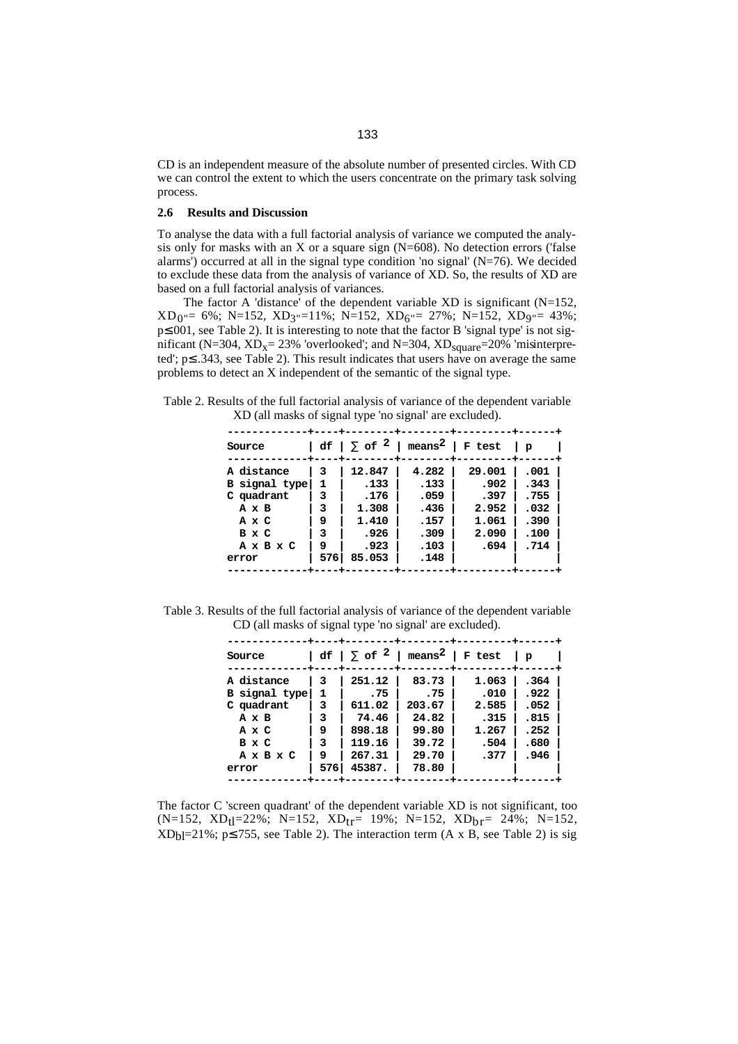CD is an independent measure of the absolute number of presented circles. With CD we can control the extent to which the users concentrate on the primary task solving process.

### 2.6 Results and Discussion

To analyse the data with a full factorial analysis of variance we computed the analysis only for masks with an X or a square sign (N=608). No detection errors ('false alarms') occurred at all in the signal type condition 'no signal' (N=76). We decided to exclude these data from the analysis of variance of XD. So, the results of XD are based on a full factorial analysis of variances.

The factor A 'distance' of the dependent variable XD is significant (N=152, $XD_{0''}$= 6%; N=152, $XD_{3''}$=11%; N=152, $XD_{6''}$= 27%; N=152, $XD_{9''}$= 43%; p≤.001, see Table 2). It is interesting to note that the factor B 'signal type' is not significant (N=304, $XD_{x}$= 23% 'overlooked'; and N=304, $XD_{square}$=20% 'misinterpreted'; p≤.343, see Table 2). This result indicates that users have on average the same problems to detect an X independent of the semantic of the signal type.

Table 2. Results of the full factorial analysis of variance of the dependent variable XD (all masks of signal type 'no signal' are excluded).

| Source | df | ∑ of ² | means² | F test | p |
|---|---|---|---|---|---|
| A distance | 3 | 12.847 | 4.282 | 29.001 | .001 |
| B signal type | 1 | .133 | .133 | .902 | .343 |
| C quadrant | 3 | .176 | .059 | .397 | .755 |
| A x B | 3 | 1.308 | .436 | 2.952 | .032 |
| A x C | 9 | 1.410 | .157 | 1.061 | .390 |
| B x C | 3 | .926 | .309 | 2.090 | .100 |
| A x B x C | 9 | .923 | .103 | .694 | .714 |
| error | 576 | 85.053 | .148 | | |

Table 3. Results of the full factorial analysis of variance of the dependent variable CD (all masks of signal type 'no signal' are excluded).

| Source | df | ∑ of ² | means² | F test | p |
|---|---|---|---|---|---|
| A distance | 3 | 251.12 | 83.73 | 1.063 | .364 |
| B signal type | 1 | .75 | .75 | .010 | .922 |
| C quadrant | 3 | 611.02 | 203.67 | 2.585 | .052 |
| A x B | 3 | 74.46 | 24.82 | .315 | .815 |
| A x C | 9 | 898.18 | 99.80 | 1.267 | .252 |
| B x C | 3 | 119.16 | 39.72 | .504 | .680 |
| A x B x C | 9 | 267.31 | 29.70 | .377 | .946 |
| error | 576 | 45387. | 78.80 | | |

The factor C 'screen quadrant' of the dependent variable XD is not significant, too (N=152, $XD_{tl}$=22%; N=152, $XD_{tr}$= 19%; N=152, $XD_{br}$= 24%; N=152, $XD_{bl}$=21%; p≤.755, see Table 2). The interaction term (A x B, see Table 2) is sig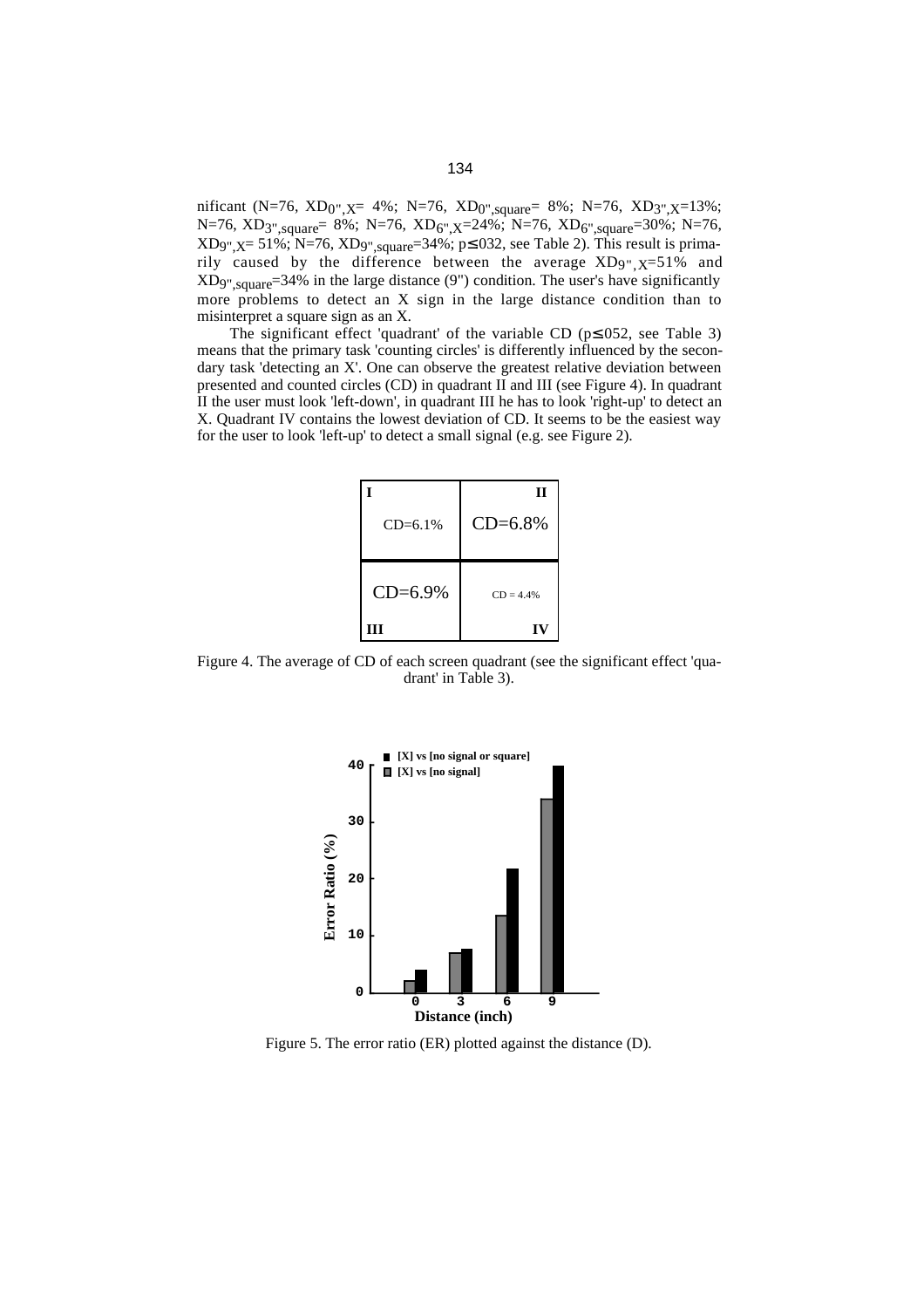nificant (N=76, $XD_{0'',X}$= 4%; N=76, $XD_{0'',square}$= 8%; N=76, $XD_{3'',X}$=13%; N=76, $XD_{3'',square}$= 8%; N=76, $XD_{6'',X}$=24%; N=76, $XD_{6'',square}$=30%; N=76, $XD_{9'',X}$= 51%; N=76, $XD_{9'',square}$=34%; $p \leq .032$, see Table 2). This result is primarily caused by the difference between the average $XD_{9'',X}$=51% and $XD_{9'',square}$=34% in the large distance (9") condition. The user's have significantly more problems to detect an X sign in the large distance condition than to misinterpret a square sign as an X.

The significant effect 'quadrant' of the variable CD ($p \leq .052$, see Table 3) means that the primary task 'counting circles' is differently influenced by the secondary task 'detecting an X'. One can observe the greatest relative deviation between presented and counted circles (CD) in quadrant II and III (see Figure 4). In quadrant II the user must look 'left-down', in quadrant III he has to look 'right-up' to detect an X. Quadrant IV contains the lowest deviation of CD. It seems to be the easiest way for the user to look 'left-up' to detect a small signal (e.g. see Figure 2).

| I: CD=6.1% | II: CD=6.8% |
|---|---|
| III: CD=6.9% | IV: CD = 4.4% |

Figure 4. The average of CD of each screen quadrant (see the significant effect 'quadrant' in Table 3).

| Distance (inch) | [X] vs [no signal] | [X] vs [no signal or square] |
|---|---|---|
| 0 | ~2 | ~4 |
| 3 | ~7 | ~7.5 |
| 6 | ~13.5 | ~22 |
| 9 | ~34 | ~40 |

Figure 5. The error ratio (ER) plotted against the distance (D).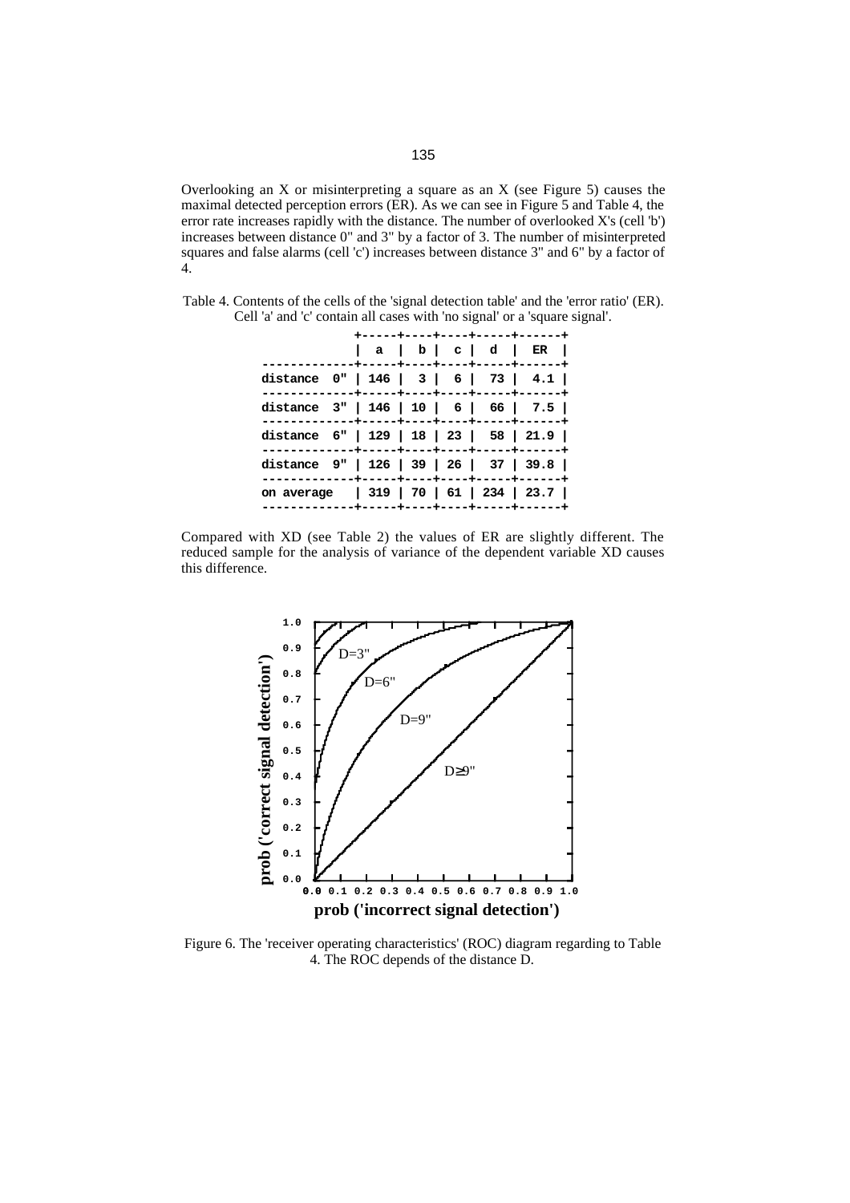Overlooking an X or misinterpreting a square as an X (see Figure 5) causes the maximal detected perception errors (ER). As we can see in Figure 5 and Table 4, the error rate increases rapidly with the distance. The number of overlooked X's (cell 'b') increases between distance 0" and 3" by a factor of 3. The number of misinterpreted squares and false alarms (cell 'c') increases between distance 3" and 6" by a factor of 4.

Table 4. Contents of the cells of the 'signal detection table' and the 'error ratio' (ER). Cell 'a' and 'c' contain all cases with 'no signal' or a 'square signal'.

| | a | b | c | d | ER |
|---|---|---|---|---|---|
| distance 0" | 146 | 3 | 6 | 73 | 4.1 |
| distance 3" | 146 | 10 | 6 | 66 | 7.5 |
| distance 6" | 129 | 18 | 23 | 58 | 21.9 |
| distance 9" | 126 | 39 | 26 | 37 | 39.8 |
| on average | 319 | 70 | 61 | 234 | 23.7 |

Compared with XD (see Table 2) the values of ER are slightly different. The reduced sample for the analysis of variance of the dependent variable XD causes this difference.

Figure 6. The 'receiver operating characteristics' (ROC) diagram regarding to Table 4. The ROC depends of the distance D.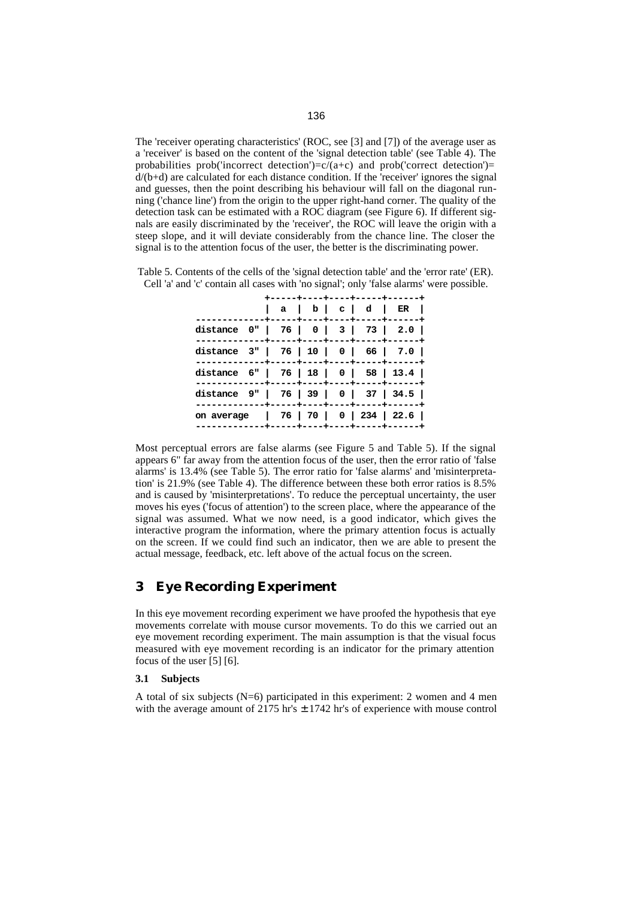The 'receiver operating characteristics' (ROC, see [3] and [7]) of the average user as a 'receiver' is based on the content of the 'signal detection table' (see Table 4). The probabilities prob('incorrect detection')=c/(a+c) and prob('correct detection')= d/(b+d) are calculated for each distance condition. If the 'receiver' ignores the signal and guesses, then the point describing his behaviour will fall on the diagonal running ('chance line') from the origin to the upper right-hand corner. The quality of the detection task can be estimated with a ROC diagram (see Figure 6). If different signals are easily discriminated by the 'receiver', the ROC will leave the origin with a steep slope, and it will deviate considerably from the chance line. The closer the signal is to the attention focus of the user, the better is the discriminating power.

Table 5. Contents of the cells of the 'signal detection table' and the 'error rate' (ER). Cell 'a' and 'c' contain all cases with 'no signal'; only 'false alarms' were possible.

| | a | b | c | d | ER |
|---|---|---|---|---|---|
| distance 0" | 76 | 0 | 3 | 73 | 2.0 |
| distance 3" | 76 | 10 | 0 | 66 | 7.0 |
| distance 6" | 76 | 18 | 0 | 58 | 13.4 |
| distance 9" | 76 | 39 | 0 | 37 | 34.5 |
| on average | 76 | 70 | 0 | 234 | 22.6 |

Most perceptual errors are false alarms (see Figure 5 and Table 5). If the signal appears 6" far away from the attention focus of the user, then the error ratio of 'false alarms' is 13.4% (see Table 5). The error ratio for 'false alarms' and 'misinterpretation' is 21.9% (see Table 4). The difference between these both error ratios is 8.5% and is caused by 'misinterpretations'. To reduce the perceptual uncertainty, the user moves his eyes ('focus of attention') to the screen place, where the appearance of the signal was assumed. What we now need, is a good indicator, which gives the interactive program the information, where the primary attention focus is actually on the screen. If we could find such an indicator, then we are able to present the actual message, feedback, etc. left above of the actual focus on the screen.

## 3 Eye Recording Experiment

In this eye movement recording experiment we have proofed the hypothesis that eye movements correlate with mouse cursor movements. To do this we carried out an eye movement recording experiment. The main assumption is that the visual focus measured with eye movement recording is an indicator for the primary attention focus of the user [5] [6].

### 3.1 Subjects

A total of six subjects (N=6) participated in this experiment: 2 women and 4 men with the average amount of 2175 hr's ± 1742 hr's of experience with mouse control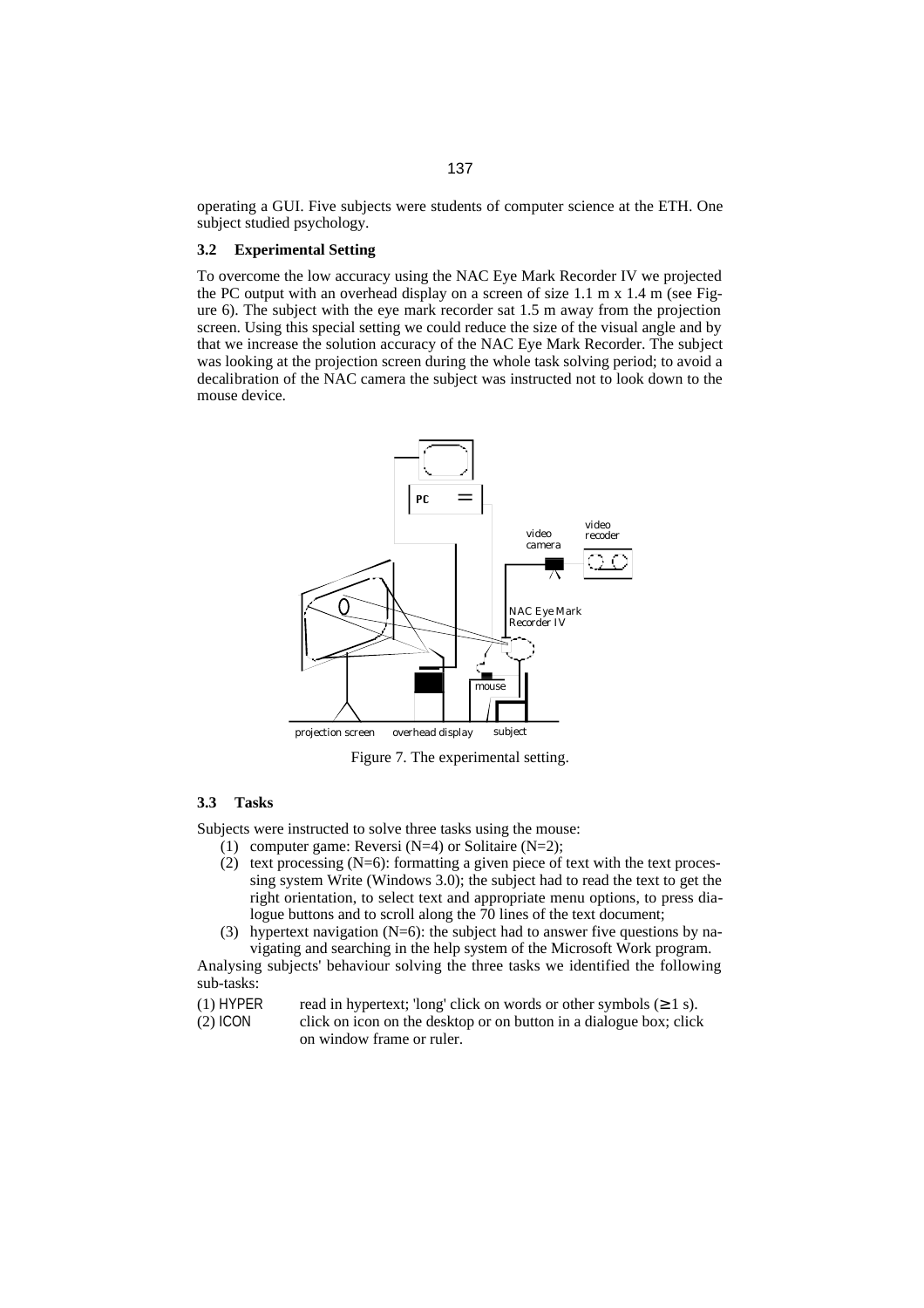operating a GUI. Five subjects were students of computer science at the ETH. One subject studied psychology.

### 3.2 Experimental Setting

To overcome the low accuracy using the NAC Eye Mark Recorder IV we projected the PC output with an overhead display on a screen of size 1.1 m x 1.4 m (see Figure 6). The subject with the eye mark recorder sat 1.5 m away from the projection screen. Using this special setting we could reduce the size of the visual angle and by that we increase the solution accuracy of the NAC Eye Mark Recorder. The subject was looking at the projection screen during the whole task solving period; to avoid a decalibration of the NAC camera the subject was instructed not to look down to the mouse device.

Figure 7. The experimental setting.

### 3.3 Tasks

Subjects were instructed to solve three tasks using the mouse:

(1) computer game: Reversi (N=4) or Solitaire (N=2);
(2) text processing (N=6): formatting a given piece of text with the text processing system Write (Windows 3.0); the subject had to read the text to get the right orientation, to select text and appropriate menu options, to press dialogue buttons and to scroll along the 70 lines of the text document;
(3) hypertext navigation (N=6): the subject had to answer five questions by navigating and searching in the help system of the Microsoft Work program.

Analysing subjects' behaviour solving the three tasks we identified the following sub-tasks:

(1) HYPER read in hypertext; 'long' click on words or other symbols ($\geq$ 1 s).
(2) ICON click on icon on the desktop or on button in a dialogue box; click on window frame or ruler.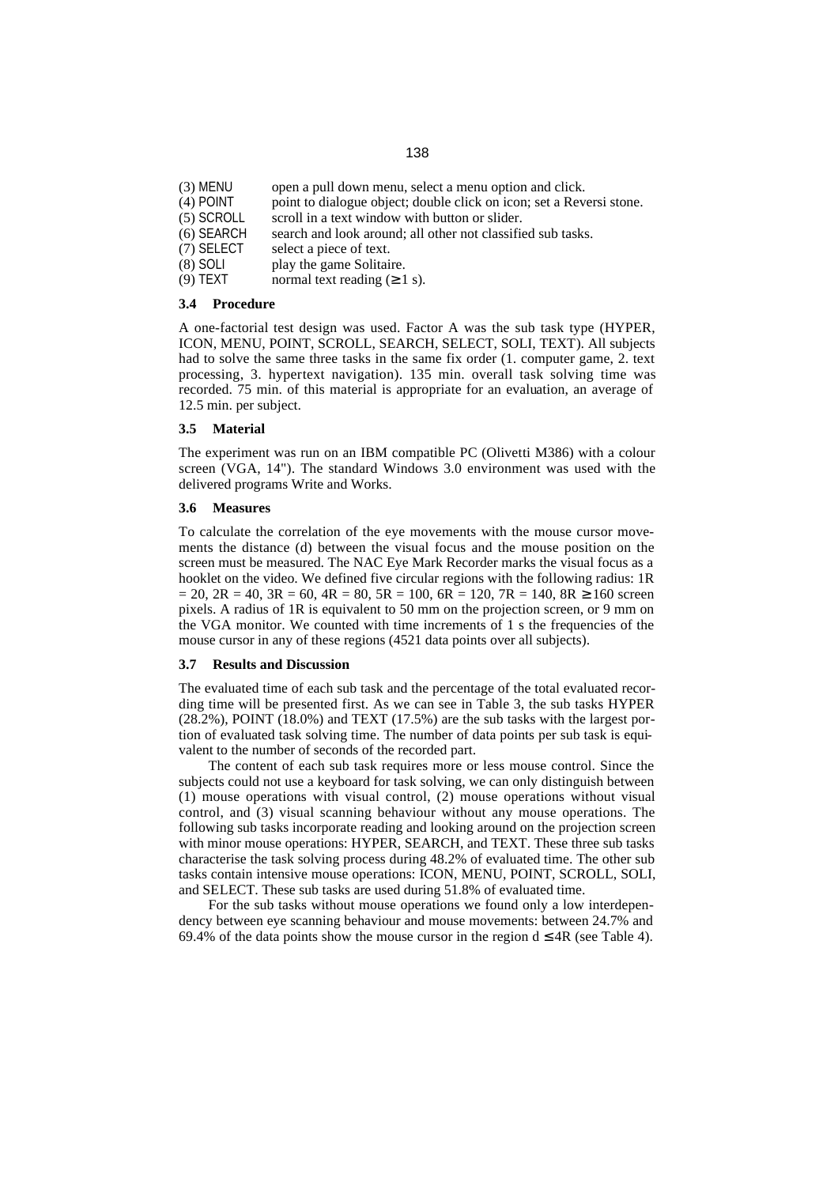(3) MENU open a pull down menu, select a menu option and click.
(4) POINT point to dialogue object; double click on icon; set a Reversi stone.
(5) SCROLL scroll in a text window with button or slider.
(6) SEARCH search and look around; all other not classified sub tasks.
(7) SELECT select a piece of text.
(8) SOLI play the game Solitaire.
(9) TEXT normal text reading (≥ 1 s).

### 3.4 Procedure

A one-factorial test design was used. Factor A was the sub task type (HYPER, ICON, MENU, POINT, SCROLL, SEARCH, SELECT, SOLI, TEXT). All subjects had to solve the same three tasks in the same fix order (1. computer game, 2. text processing, 3. hypertext navigation). 135 min. overall task solving time was recorded. 75 min. of this material is appropriate for an evaluation, an average of 12.5 min. per subject.

### 3.5 Material

The experiment was run on an IBM compatible PC (Olivetti M386) with a colour screen (VGA, 14"). The standard Windows 3.0 environment was used with the delivered programs Write and Works.

### 3.6 Measures

To calculate the correlation of the eye movements with the mouse cursor movements the distance (d) between the visual focus and the mouse position on the screen must be measured. The NAC Eye Mark Recorder marks the visual focus as a hooklet on the video. We defined five circular regions with the following radius: 1R = 20, 2R = 40, 3R = 60, 4R = 80, 5R = 100, 6R = 120, 7R = 140, 8R ≥ 160 screen pixels. A radius of 1R is equivalent to 50 mm on the projection screen, or 9 mm on the VGA monitor. We counted with time increments of 1 s the frequencies of the mouse cursor in any of these regions (4521 data points over all subjects).

### 3.7 Results and Discussion

The evaluated time of each sub task and the percentage of the total evaluated recording time will be presented first. As we can see in Table 3, the sub tasks HYPER (28.2%), POINT (18.0%) and TEXT (17.5%) are the sub tasks with the largest portion of evaluated task solving time. The number of data points per sub task is equivalent to the number of seconds of the recorded part.

The content of each sub task requires more or less mouse control. Since the subjects could not use a keyboard for task solving, we can only distinguish between (1) mouse operations with visual control, (2) mouse operations without visual control, and (3) visual scanning behaviour without any mouse operations. The following sub tasks incorporate reading and looking around on the projection screen with minor mouse operations: HYPER, SEARCH, and TEXT. These three sub tasks characterise the task solving process during 48.2% of evaluated time. The other sub tasks contain intensive mouse operations: ICON, MENU, POINT, SCROLL, SOLI, and SELECT. These sub tasks are used during 51.8% of evaluated time.

For the sub tasks without mouse operations we found only a low interdependency between eye scanning behaviour and mouse movements: between 24.7% and 69.4% of the data points show the mouse cursor in the region $d \leq 4R$ (see Table 4).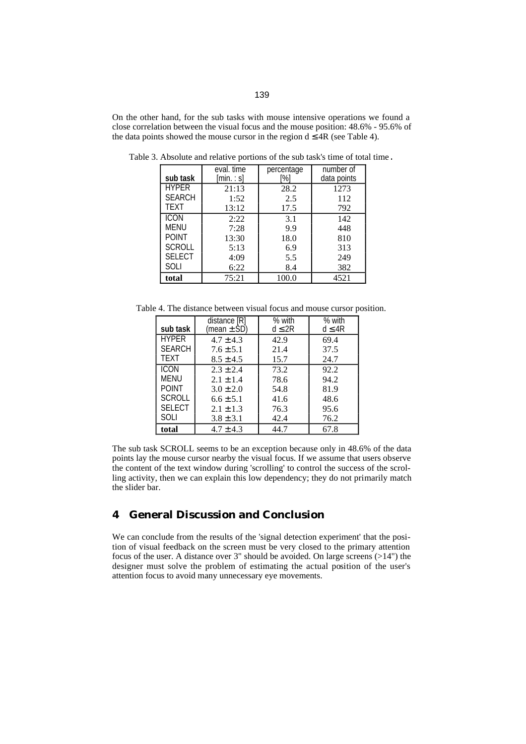On the other hand, for the sub tasks with mouse intensive operations we found a close correlation between the visual focus and the mouse position: 48.6% - 95.6% of the data points showed the mouse cursor in the region $d \leq 4R$ (see Table 4).

Table 3. Absolute and relative portions of the sub task's time of total time.

| sub task | eval. time [min. : s] | percentage [%] | number of data points |
|---|---|---|---|
| HYPER | 21:13 | 28.2 | 1273 |
| SEARCH | 1:52 | 2.5 | 112 |
| TEXT | 13:12 | 17.5 | 792 |
| ICON | 2:22 | 3.1 | 142 |
| MENU | 7:28 | 9.9 | 448 |
| POINT | 13:30 | 18.0 | 810 |
| SCROLL | 5:13 | 6.9 | 313 |
| SELECT | 4:09 | 5.5 | 249 |
| SOLI | 6:22 | 8.4 | 382 |
| **total** | 75:21 | 100.0 | 4521 |

Table 4. The distance between visual focus and mouse cursor position.

| sub task | distance [R] (mean ± SD) | % with $d \leq 2R$ | % with $d \leq 4R$ |
|---|---|---|---|
| HYPER | 4.7 ± 4.3 | 42.9 | 69.4 |
| SEARCH | 7.6 ± 5.1 | 21.4 | 37.5 |
| TEXT | 8.5 ± 4.5 | 15.7 | 24.7 |
| ICON | 2.3 ± 2.4 | 73.2 | 92.2 |
| MENU | 2.1 ± 1.4 | 78.6 | 94.2 |
| POINT | 3.0 ± 2.0 | 54.8 | 81.9 |
| SCROLL | 6.6 ± 5.1 | 41.6 | 48.6 |
| SELECT | 2.1 ± 1.3 | 76.3 | 95.6 |
| SOLI | 3.8 ± 3.1 | 42.4 | 76.2 |
| **total** | 4.7 ± 4.3 | 44.7 | 67.8 |

The sub task SCROLL seems to be an exception because only in 48.6% of the data points lay the mouse cursor nearby the visual focus. If we assume that users observe the content of the text window during 'scrolling' to control the success of the scrolling activity, then we can explain this low dependency; they do not primarily match the slider bar.

## 4 General Discussion and Conclusion

We can conclude from the results of the 'signal detection experiment' that the position of visual feedback on the screen must be very closed to the primary attention focus of the user. A distance over 3" should be avoided. On large screens (>14") the designer must solve the problem of estimating the actual position of the user's attention focus to avoid many unnecessary eye movements.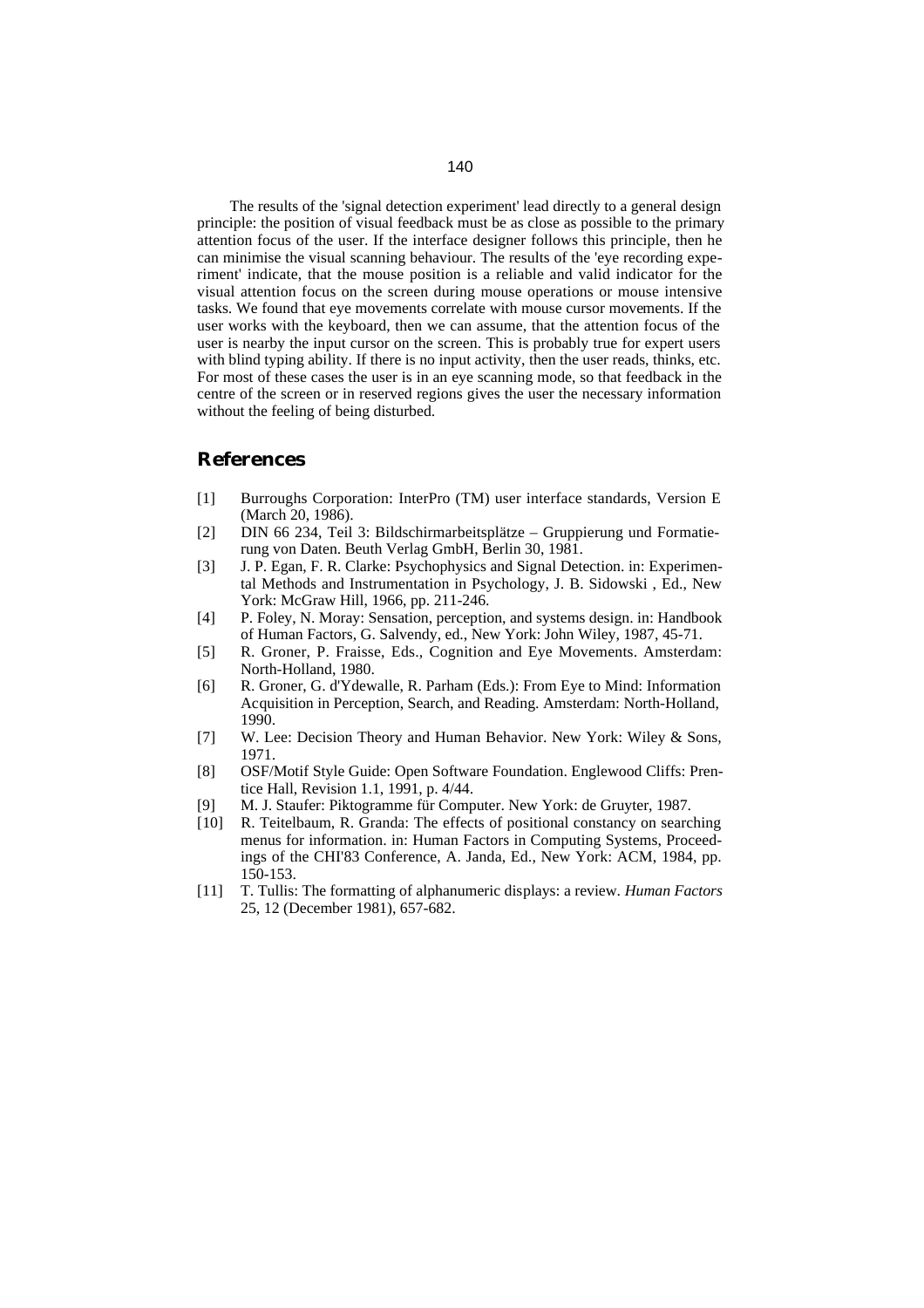The results of the 'signal detection experiment' lead directly to a general design principle: the position of visual feedback must be as close as possible to the primary attention focus of the user. If the interface designer follows this principle, then he can minimise the visual scanning behaviour. The results of the 'eye recording experiment' indicate, that the mouse position is a reliable and valid indicator for the visual attention focus on the screen during mouse operations or mouse intensive tasks. We found that eye movements correlate with mouse cursor movements. If the user works with the keyboard, then we can assume, that the attention focus of the user is nearby the input cursor on the screen. This is probably true for expert users with blind typing ability. If there is no input activity, then the user reads, thinks, etc. For most of these cases the user is in an eye scanning mode, so that feedback in the centre of the screen or in reserved regions gives the user the necessary information without the feeling of being disturbed.

## References

[1] Burroughs Corporation: InterPro (TM) user interface standards, Version E (March 20, 1986).

[2] DIN 66 234, Teil 3: Bildschirmarbeitsplätze – Gruppierung und Formatierung von Daten. Beuth Verlag GmbH, Berlin 30, 1981.

[3] J. P. Egan, F. R. Clarke: Psychophysics and Signal Detection. in: Experimental Methods and Instrumentation in Psychology, J. B. Sidowski , Ed., New York: McGraw Hill, 1966, pp. 211-246.

[4] P. Foley, N. Moray: Sensation, perception, and systems design. in: Handbook of Human Factors, G. Salvendy, ed., New York: John Wiley, 1987, 45-71.

[5] R. Groner, P. Fraisse, Eds., Cognition and Eye Movements. Amsterdam: North-Holland, 1980.

[6] R. Groner, G. d'Ydewalle, R. Parham (Eds.): From Eye to Mind: Information Acquisition in Perception, Search, and Reading. Amsterdam: North-Holland, 1990.

[7] W. Lee: Decision Theory and Human Behavior. New York: Wiley & Sons, 1971.

[8] OSF/Motif Style Guide: Open Software Foundation. Englewood Cliffs: Prentice Hall, Revision 1.1, 1991, p. 4/44.

[9] M. J. Staufer: Piktogramme für Computer. New York: de Gruyter, 1987.

[10] R. Teitelbaum, R. Granda: The effects of positional constancy on searching menus for information. in: Human Factors in Computing Systems, Proceedings of the CHI'83 Conference, A. Janda, Ed., New York: ACM, 1984, pp. 150-153.

[11] T. Tullis: The formatting of alphanumeric displays: a review. *Human Factors* 25, 12 (December 1981), 657-682.